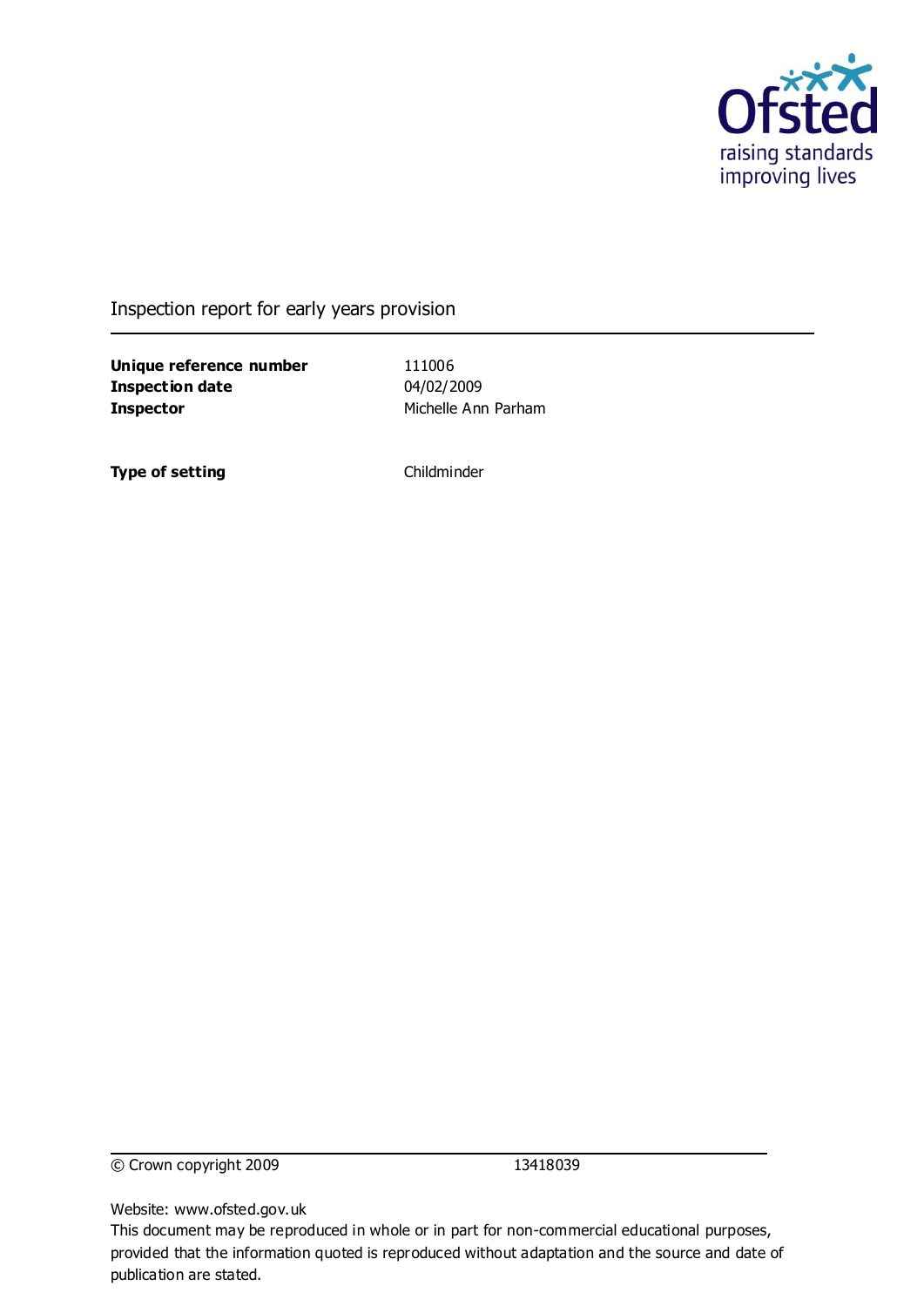Ofsted
raising standards
improving lives

Inspection report for early years provision

| | |
|---|---|
| **Unique reference number** | 111006 |
| **Inspection date** | 04/02/2009 |
| **Inspector** | Michelle Ann Parham |

| | |
|---|---|
| **Type of setting** | Childminder |

© Crown copyright 2009 13418039

Website: www.ofsted.gov.uk

This document may be reproduced in whole or in part for non-commercial educational purposes, provided that the information quoted is reproduced without adaptation and the source and date of publication are stated.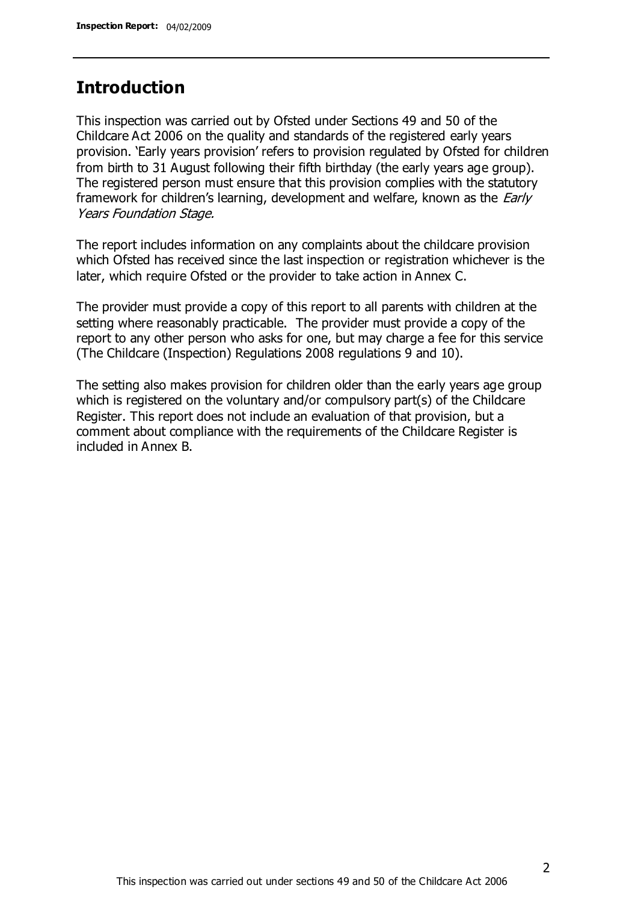## Introduction

This inspection was carried out by Ofsted under Sections 49 and 50 of the Childcare Act 2006 on the quality and standards of the registered early years provision. 'Early years provision' refers to provision regulated by Ofsted for children from birth to 31 August following their fifth birthday (the early years age group). The registered person must ensure that this provision complies with the statutory framework for children's learning, development and welfare, known as the *Early Years Foundation Stage.*

The report includes information on any complaints about the childcare provision which Ofsted has received since the last inspection or registration whichever is the later, which require Ofsted or the provider to take action in Annex C.

The provider must provide a copy of this report to all parents with children at the setting where reasonably practicable. The provider must provide a copy of the report to any other person who asks for one, but may charge a fee for this service (The Childcare (Inspection) Regulations 2008 regulations 9 and 10).

The setting also makes provision for children older than the early years age group which is registered on the voluntary and/or compulsory part(s) of the Childcare Register. This report does not include an evaluation of that provision, but a comment about compliance with the requirements of the Childcare Register is included in Annex B.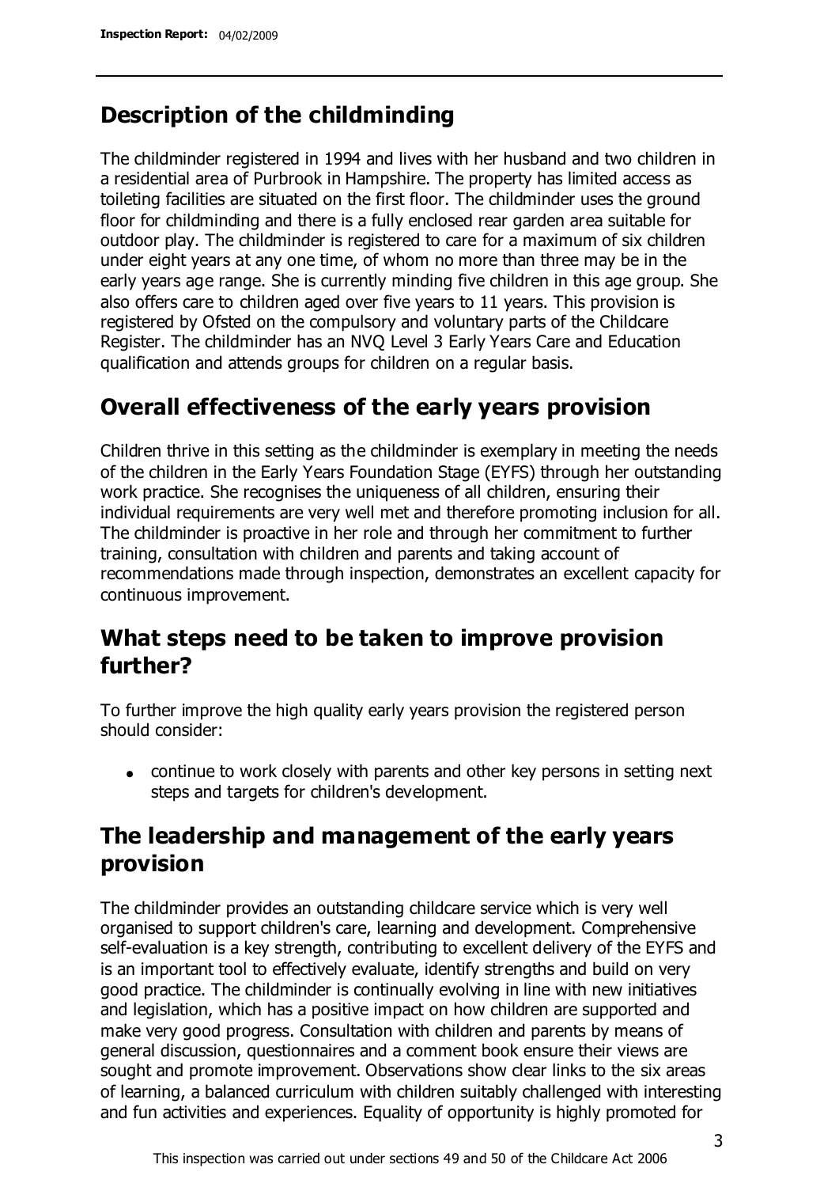## Description of the childminding

The childminder registered in 1994 and lives with her husband and two children in a residential area of Purbrook in Hampshire. The property has limited access as toileting facilities are situated on the first floor. The childminder uses the ground floor for childminding and there is a fully enclosed rear garden area suitable for outdoor play. The childminder is registered to care for a maximum of six children under eight years at any one time, of whom no more than three may be in the early years age range. She is currently minding five children in this age group. She also offers care to children aged over five years to 11 years. This provision is registered by Ofsted on the compulsory and voluntary parts of the Childcare Register. The childminder has an NVQ Level 3 Early Years Care and Education qualification and attends groups for children on a regular basis.

## Overall effectiveness of the early years provision

Children thrive in this setting as the childminder is exemplary in meeting the needs of the children in the Early Years Foundation Stage (EYFS) through her outstanding work practice. She recognises the uniqueness of all children, ensuring their individual requirements are very well met and therefore promoting inclusion for all. The childminder is proactive in her role and through her commitment to further training, consultation with children and parents and taking account of recommendations made through inspection, demonstrates an excellent capacity for continuous improvement.

## What steps need to be taken to improve provision further?

To further improve the high quality early years provision the registered person should consider:

- continue to work closely with parents and other key persons in setting next steps and targets for children's development.

## The leadership and management of the early years provision

The childminder provides an outstanding childcare service which is very well organised to support children's care, learning and development. Comprehensive self-evaluation is a key strength, contributing to excellent delivery of the EYFS and is an important tool to effectively evaluate, identify strengths and build on very good practice. The childminder is continually evolving in line with new initiatives and legislation, which has a positive impact on how children are supported and make very good progress. Consultation with children and parents by means of general discussion, questionnaires and a comment book ensure their views are sought and promote improvement. Observations show clear links to the six areas of learning, a balanced curriculum with children suitably challenged with interesting and fun activities and experiences. Equality of opportunity is highly promoted for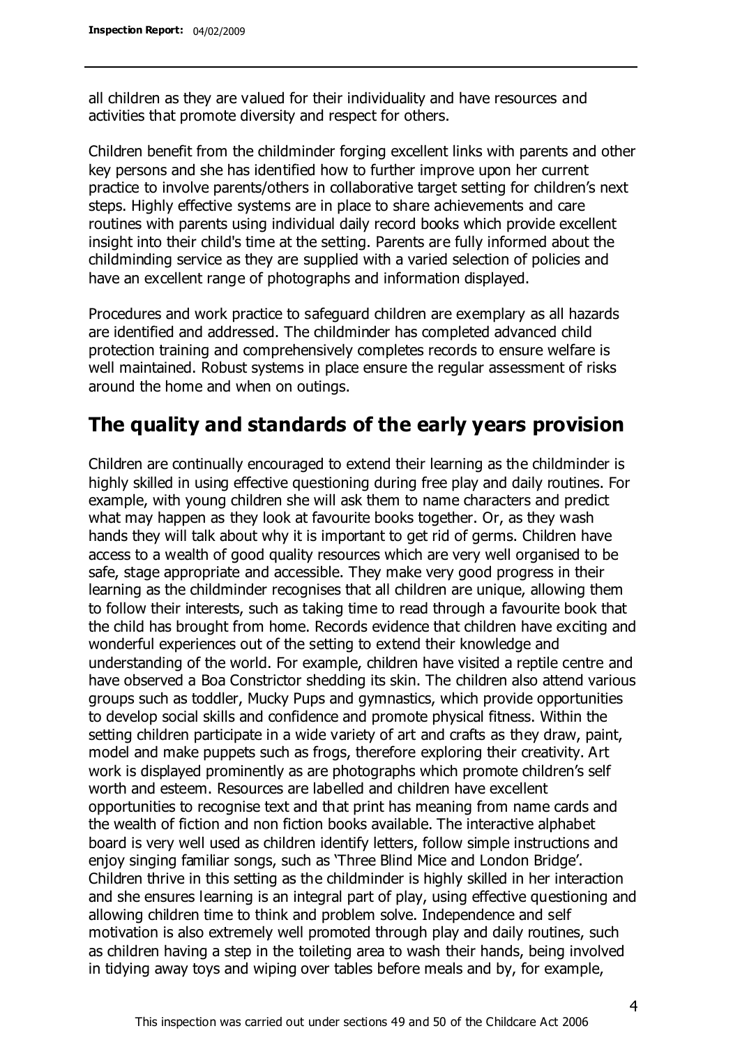all children as they are valued for their individuality and have resources and activities that promote diversity and respect for others.

Children benefit from the childminder forging excellent links with parents and other key persons and she has identified how to further improve upon her current practice to involve parents/others in collaborative target setting for children's next steps. Highly effective systems are in place to share achievements and care routines with parents using individual daily record books which provide excellent insight into their child's time at the setting. Parents are fully informed about the childminding service as they are supplied with a varied selection of policies and have an excellent range of photographs and information displayed.

Procedures and work practice to safeguard children are exemplary as all hazards are identified and addressed. The childminder has completed advanced child protection training and comprehensively completes records to ensure welfare is well maintained. Robust systems in place ensure the regular assessment of risks around the home and when on outings.

## The quality and standards of the early years provision

Children are continually encouraged to extend their learning as the childminder is highly skilled in using effective questioning during free play and daily routines. For example, with young children she will ask them to name characters and predict what may happen as they look at favourite books together. Or, as they wash hands they will talk about why it is important to get rid of germs. Children have access to a wealth of good quality resources which are very well organised to be safe, stage appropriate and accessible. They make very good progress in their learning as the childminder recognises that all children are unique, allowing them to follow their interests, such as taking time to read through a favourite book that the child has brought from home. Records evidence that children have exciting and wonderful experiences out of the setting to extend their knowledge and understanding of the world. For example, children have visited a reptile centre and have observed a Boa Constrictor shedding its skin. The children also attend various groups such as toddler, Mucky Pups and gymnastics, which provide opportunities to develop social skills and confidence and promote physical fitness. Within the setting children participate in a wide variety of art and crafts as they draw, paint, model and make puppets such as frogs, therefore exploring their creativity. Art work is displayed prominently as are photographs which promote children's self worth and esteem. Resources are labelled and children have excellent opportunities to recognise text and that print has meaning from name cards and the wealth of fiction and non fiction books available. The interactive alphabet board is very well used as children identify letters, follow simple instructions and enjoy singing familiar songs, such as 'Three Blind Mice and London Bridge'. Children thrive in this setting as the childminder is highly skilled in her interaction and she ensures learning is an integral part of play, using effective questioning and allowing children time to think and problem solve. Independence and self motivation is also extremely well promoted through play and daily routines, such as children having a step in the toileting area to wash their hands, being involved in tidying away toys and wiping over tables before meals and by, for example,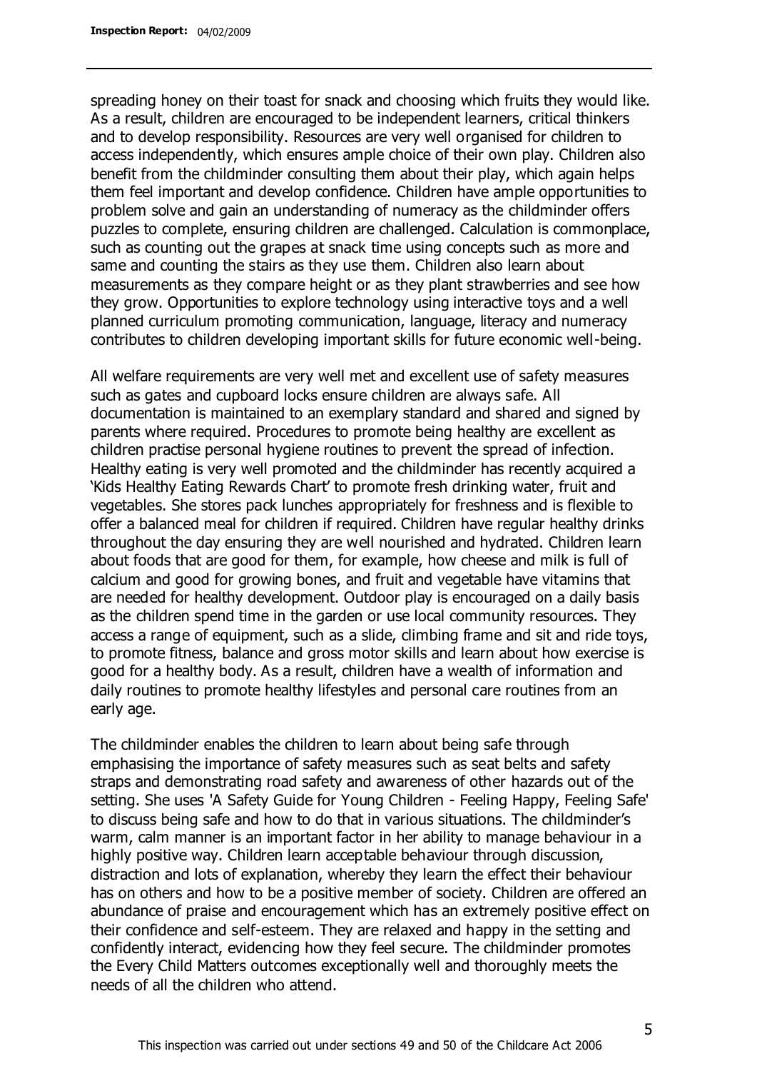spreading honey on their toast for snack and choosing which fruits they would like. As a result, children are encouraged to be independent learners, critical thinkers and to develop responsibility. Resources are very well organised for children to access independently, which ensures ample choice of their own play. Children also benefit from the childminder consulting them about their play, which again helps them feel important and develop confidence. Children have ample opportunities to problem solve and gain an understanding of numeracy as the childminder offers puzzles to complete, ensuring children are challenged. Calculation is commonplace, such as counting out the grapes at snack time using concepts such as more and same and counting the stairs as they use them. Children also learn about measurements as they compare height or as they plant strawberries and see how they grow. Opportunities to explore technology using interactive toys and a well planned curriculum promoting communication, language, literacy and numeracy contributes to children developing important skills for future economic well-being.

All welfare requirements are very well met and excellent use of safety measures such as gates and cupboard locks ensure children are always safe. All documentation is maintained to an exemplary standard and shared and signed by parents where required. Procedures to promote being healthy are excellent as children practise personal hygiene routines to prevent the spread of infection. Healthy eating is very well promoted and the childminder has recently acquired a 'Kids Healthy Eating Rewards Chart' to promote fresh drinking water, fruit and vegetables. She stores pack lunches appropriately for freshness and is flexible to offer a balanced meal for children if required. Children have regular healthy drinks throughout the day ensuring they are well nourished and hydrated. Children learn about foods that are good for them, for example, how cheese and milk is full of calcium and good for growing bones, and fruit and vegetable have vitamins that are needed for healthy development. Outdoor play is encouraged on a daily basis as the children spend time in the garden or use local community resources. They access a range of equipment, such as a slide, climbing frame and sit and ride toys, to promote fitness, balance and gross motor skills and learn about how exercise is good for a healthy body. As a result, children have a wealth of information and daily routines to promote healthy lifestyles and personal care routines from an early age.

The childminder enables the children to learn about being safe through emphasising the importance of safety measures such as seat belts and safety straps and demonstrating road safety and awareness of other hazards out of the setting. She uses 'A Safety Guide for Young Children - Feeling Happy, Feeling Safe' to discuss being safe and how to do that in various situations. The childminder's warm, calm manner is an important factor in her ability to manage behaviour in a highly positive way. Children learn acceptable behaviour through discussion, distraction and lots of explanation, whereby they learn the effect their behaviour has on others and how to be a positive member of society. Children are offered an abundance of praise and encouragement which has an extremely positive effect on their confidence and self-esteem. They are relaxed and happy in the setting and confidently interact, evidencing how they feel secure. The childminder promotes the Every Child Matters outcomes exceptionally well and thoroughly meets the needs of all the children who attend.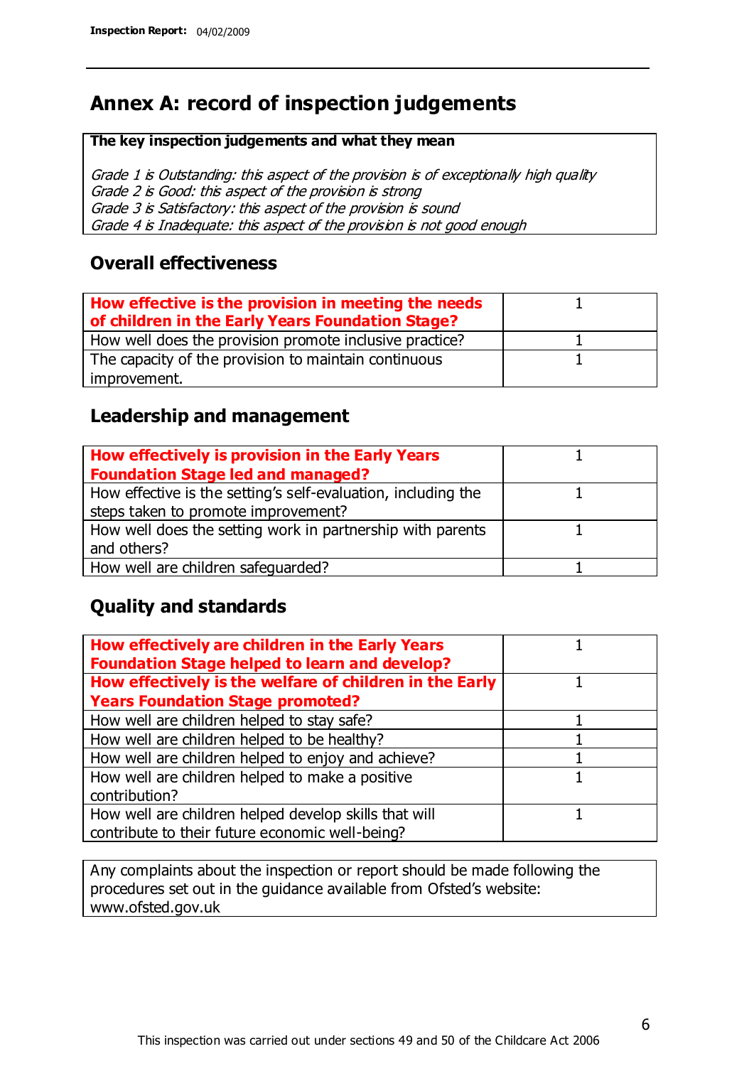## Annex A: record of inspection judgements

**The key inspection judgements and what they mean**

*Grade 1 is Outstanding: this aspect of the provision is of exceptionally high quality*
*Grade 2 is Good: this aspect of the provision is strong*
*Grade 3 is Satisfactory: this aspect of the provision is sound*
*Grade 4 is Inadequate: this aspect of the provision is not good enough*

### Overall effectiveness

| | |
|---|---|
| **How effective is the provision in meeting the needs of children in the Early Years Foundation Stage?** | 1 |
| How well does the provision promote inclusive practice? | 1 |
| The capacity of the provision to maintain continuous improvement. | 1 |

### Leadership and management

| | |
|---|---|
| **How effectively is provision in the Early Years Foundation Stage led and managed?** | 1 |
| How effective is the setting's self-evaluation, including the steps taken to promote improvement? | 1 |
| How well does the setting work in partnership with parents and others? | 1 |
| How well are children safeguarded? | 1 |

### Quality and standards

| | |
|---|---|
| **How effectively are children in the Early Years Foundation Stage helped to learn and develop?** | 1 |
| **How effectively is the welfare of children in the Early Years Foundation Stage promoted?** | 1 |
| How well are children helped to stay safe? | 1 |
| How well are children helped to be healthy? | 1 |
| How well are children helped to enjoy and achieve? | 1 |
| How well are children helped to make a positive contribution? | 1 |
| How well are children helped develop skills that will contribute to their future economic well-being? | 1 |

Any complaints about the inspection or report should be made following the procedures set out in the guidance available from Ofsted's website: www.ofsted.gov.uk

This inspection was carried out under sections 49 and 50 of the Childcare Act 2006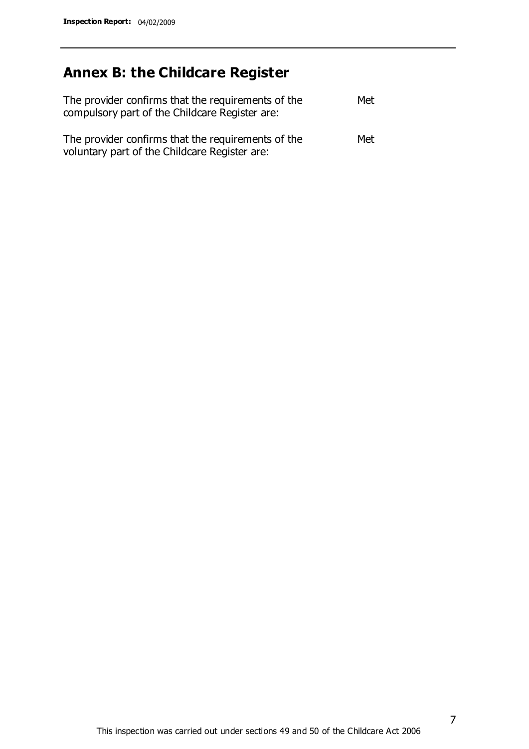## Annex B: the Childcare Register

| | |
|---|---|
| The provider confirms that the requirements of the compulsory part of the Childcare Register are: | Met |
| The provider confirms that the requirements of the voluntary part of the Childcare Register are: | Met |

This inspection was carried out under sections 49 and 50 of the Childcare Act 2006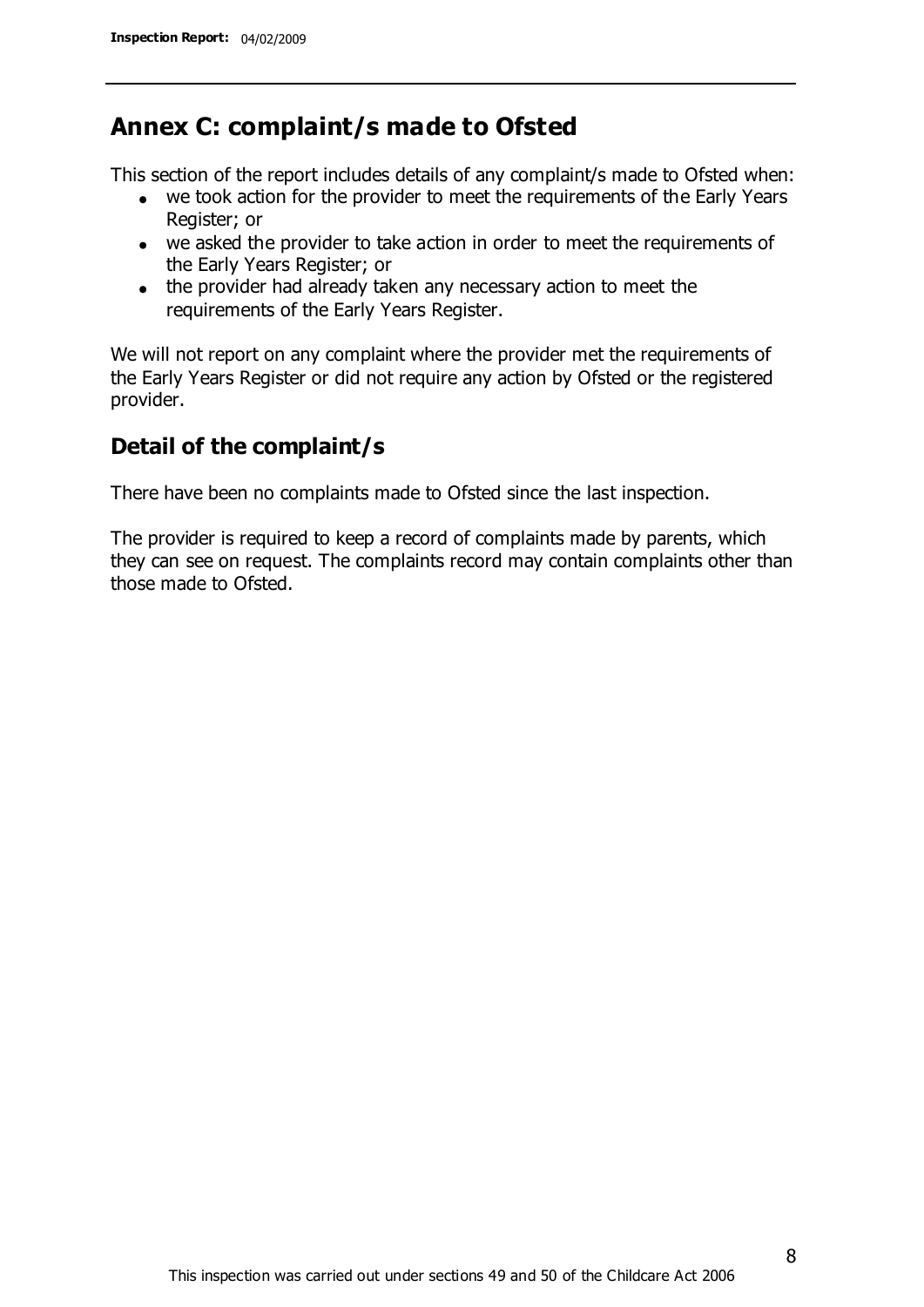## Annex C: complaint/s made to Ofsted

This section of the report includes details of any complaint/s made to Ofsted when:

- we took action for the provider to meet the requirements of the Early Years Register; or
- we asked the provider to take action in order to meet the requirements of the Early Years Register; or
- the provider had already taken any necessary action to meet the requirements of the Early Years Register.

We will not report on any complaint where the provider met the requirements of the Early Years Register or did not require any action by Ofsted or the registered provider.

### Detail of the complaint/s

There have been no complaints made to Ofsted since the last inspection.

The provider is required to keep a record of complaints made by parents, which they can see on request. The complaints record may contain complaints other than those made to Ofsted.